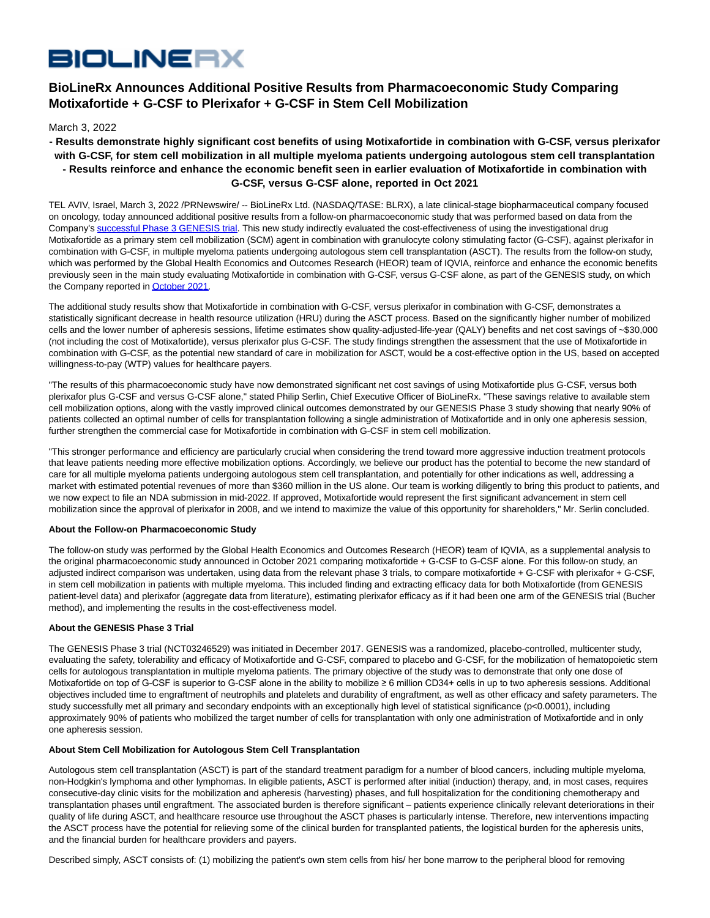BIOLINERX

# BioLineRx Announces Additional Positive Results from Pharmacoeconomic Study Comparing Motixafortide + G-CSF to Plerixafor + G-CSF in Stem Cell Mobilization

March 3, 2022

**- Results demonstrate highly significant cost benefits of using Motixafortide in combination with G-CSF, versus plerixafor with G-CSF, for stem cell mobilization in all multiple myeloma patients undergoing autologous stem cell transplantation**
**- Results reinforce and enhance the economic benefit seen in earlier evaluation of Motixafortide in combination with G-CSF, versus G-CSF alone, reported in Oct 2021**

TEL AVIV, Israel, March 3, 2022 /PRNewswire/ -- BioLineRx Ltd. (NASDAQ/TASE: BLRX), a late clinical-stage biopharmaceutical company focused on oncology, today announced additional positive results from a follow-on pharmacoeconomic study that was performed based on data from the Company's successful Phase 3 GENESIS trial. This new study indirectly evaluated the cost-effectiveness of using the investigational drug Motixafortide as a primary stem cell mobilization (SCM) agent in combination with granulocyte colony stimulating factor (G-CSF), against plerixafor in combination with G-CSF, in multiple myeloma patients undergoing autologous stem cell transplantation (ASCT). The results from the follow-on study, which was performed by the Global Health Economics and Outcomes Research (HEOR) team of IQVIA, reinforce and enhance the economic benefits previously seen in the main study evaluating Motixafortide in combination with G-CSF, versus G-CSF alone, as part of the GENESIS study, on which the Company reported in October 2021.

The additional study results show that Motixafortide in combination with G-CSF, versus plerixafor in combination with G-CSF, demonstrates a statistically significant decrease in health resource utilization (HRU) during the ASCT process. Based on the significantly higher number of mobilized cells and the lower number of apheresis sessions, lifetime estimates show quality-adjusted-life-year (QALY) benefits and net cost savings of ~$30,000 (not including the cost of Motixafortide), versus plerixafor plus G-CSF. The study findings strengthen the assessment that the use of Motixafortide in combination with G-CSF, as the potential new standard of care in mobilization for ASCT, would be a cost-effective option in the US, based on accepted willingness-to-pay (WTP) values for healthcare payers.

"The results of this pharmacoeconomic study have now demonstrated significant net cost savings of using Motixafortide plus G-CSF, versus both plerixafor plus G-CSF and versus G-CSF alone," stated Philip Serlin, Chief Executive Officer of BioLineRx. "These savings relative to available stem cell mobilization options, along with the vastly improved clinical outcomes demonstrated by our GENESIS Phase 3 study showing that nearly 90% of patients collected an optimal number of cells for transplantation following a single administration of Motixafortide and in only one apheresis session, further strengthen the commercial case for Motixafortide in combination with G-CSF in stem cell mobilization.

"This stronger performance and efficiency are particularly crucial when considering the trend toward more aggressive induction treatment protocols that leave patients needing more effective mobilization options. Accordingly, we believe our product has the potential to become the new standard of care for all multiple myeloma patients undergoing autologous stem cell transplantation, and potentially for other indications as well, addressing a market with estimated potential revenues of more than $360 million in the US alone. Our team is working diligently to bring this product to patients, and we now expect to file an NDA submission in mid-2022. If approved, Motixafortide would represent the first significant advancement in stem cell mobilization since the approval of plerixafor in 2008, and we intend to maximize the value of this opportunity for shareholders," Mr. Serlin concluded.

**About the Follow-on Pharmacoeconomic Study**

The follow-on study was performed by the Global Health Economics and Outcomes Research (HEOR) team of IQVIA, as a supplemental analysis to the original pharmacoeconomic study announced in October 2021 comparing motixafortide + G-CSF to G-CSF alone. For this follow-on study, an adjusted indirect comparison was undertaken, using data from the relevant phase 3 trials, to compare motixafortide + G-CSF with plerixafor + G-CSF, in stem cell mobilization in patients with multiple myeloma. This included finding and extracting efficacy data for both Motixafortide (from GENESIS patient-level data) and plerixafor (aggregate data from literature), estimating plerixafor efficacy as if it had been one arm of the GENESIS trial (Bucher method), and implementing the results in the cost-effectiveness model.

**About the GENESIS Phase 3 Trial**

The GENESIS Phase 3 trial (NCT03246529) was initiated in December 2017. GENESIS was a randomized, placebo-controlled, multicenter study, evaluating the safety, tolerability and efficacy of Motixafortide and G-CSF, compared to placebo and G-CSF, for the mobilization of hematopoietic stem cells for autologous transplantation in multiple myeloma patients. The primary objective of the study was to demonstrate that only one dose of Motixafortide on top of G-CSF is superior to G-CSF alone in the ability to mobilize ≥ 6 million CD34+ cells in up to two apheresis sessions. Additional objectives included time to engraftment of neutrophils and platelets and durability of engraftment, as well as other efficacy and safety parameters. The study successfully met all primary and secondary endpoints with an exceptionally high level of statistical significance ($p<0.0001$), including approximately 90% of patients who mobilized the target number of cells for transplantation with only one administration of Motixafortide and in only one apheresis session.

**About Stem Cell Mobilization for Autologous Stem Cell Transplantation**

Autologous stem cell transplantation (ASCT) is part of the standard treatment paradigm for a number of blood cancers, including multiple myeloma, non-Hodgkin's lymphoma and other lymphomas. In eligible patients, ASCT is performed after initial (induction) therapy, and, in most cases, requires consecutive-day clinic visits for the mobilization and apheresis (harvesting) phases, and full hospitalization for the conditioning chemotherapy and transplantation phases until engraftment. The associated burden is therefore significant – patients experience clinically relevant deteriorations in their quality of life during ASCT, and healthcare resource use throughout the ASCT phases is particularly intense. Therefore, new interventions impacting the ASCT process have the potential for relieving some of the clinical burden for transplanted patients, the logistical burden for the apheresis units, and the financial burden for healthcare providers and payers.

Described simply, ASCT consists of: (1) mobilizing the patient's own stem cells from his/ her bone marrow to the peripheral blood for removing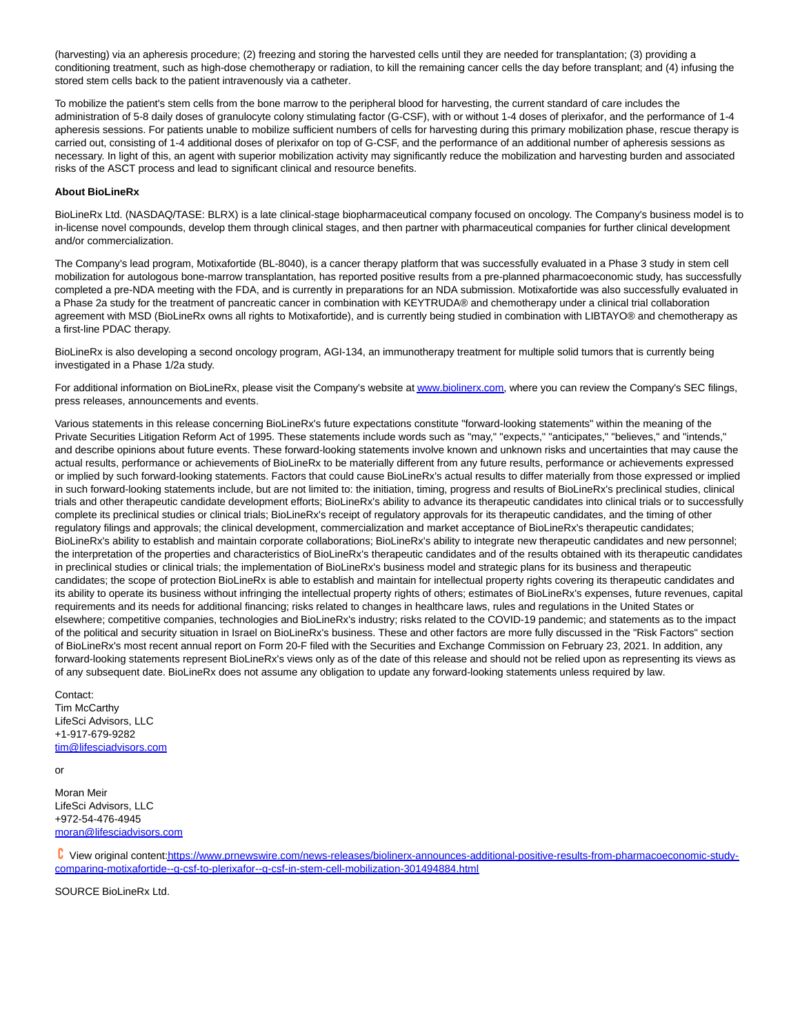(harvesting) via an apheresis procedure; (2) freezing and storing the harvested cells until they are needed for transplantation; (3) providing a conditioning treatment, such as high-dose chemotherapy or radiation, to kill the remaining cancer cells the day before transplant; and (4) infusing the stored stem cells back to the patient intravenously via a catheter.

To mobilize the patient's stem cells from the bone marrow to the peripheral blood for harvesting, the current standard of care includes the administration of 5-8 daily doses of granulocyte colony stimulating factor (G-CSF), with or without 1-4 doses of plerixafor, and the performance of 1-4 apheresis sessions. For patients unable to mobilize sufficient numbers of cells for harvesting during this primary mobilization phase, rescue therapy is carried out, consisting of 1-4 additional doses of plerixafor on top of G-CSF, and the performance of an additional number of apheresis sessions as necessary. In light of this, an agent with superior mobilization activity may significantly reduce the mobilization and harvesting burden and associated risks of the ASCT process and lead to significant clinical and resource benefits.

**About BioLineRx**

BioLineRx Ltd. (NASDAQ/TASE: BLRX) is a late clinical-stage biopharmaceutical company focused on oncology. The Company's business model is to in-license novel compounds, develop them through clinical stages, and then partner with pharmaceutical companies for further clinical development and/or commercialization.

The Company's lead program, Motixafortide (BL-8040), is a cancer therapy platform that was successfully evaluated in a Phase 3 study in stem cell mobilization for autologous bone-marrow transplantation, has reported positive results from a pre-planned pharmacoeconomic study, has successfully completed a pre-NDA meeting with the FDA, and is currently in preparations for an NDA submission. Motixafortide was also successfully evaluated in a Phase 2a study for the treatment of pancreatic cancer in combination with KEYTRUDA® and chemotherapy under a clinical trial collaboration agreement with MSD (BioLineRx owns all rights to Motixafortide), and is currently being studied in combination with LIBTAYO® and chemotherapy as a first-line PDAC therapy.

BioLineRx is also developing a second oncology program, AGI-134, an immunotherapy treatment for multiple solid tumors that is currently being investigated in a Phase 1/2a study.

For additional information on BioLineRx, please visit the Company's website at www.biolinerx.com, where you can review the Company's SEC filings, press releases, announcements and events.

Various statements in this release concerning BioLineRx's future expectations constitute "forward-looking statements" within the meaning of the Private Securities Litigation Reform Act of 1995. These statements include words such as "may," "expects," "anticipates," "believes," and "intends," and describe opinions about future events. These forward-looking statements involve known and unknown risks and uncertainties that may cause the actual results, performance or achievements of BioLineRx to be materially different from any future results, performance or achievements expressed or implied by such forward-looking statements. Factors that could cause BioLineRx's actual results to differ materially from those expressed or implied in such forward-looking statements include, but are not limited to: the initiation, timing, progress and results of BioLineRx's preclinical studies, clinical trials and other therapeutic candidate development efforts; BioLineRx's ability to advance its therapeutic candidates into clinical trials or to successfully complete its preclinical studies or clinical trials; BioLineRx's receipt of regulatory approvals for its therapeutic candidates, and the timing of other regulatory filings and approvals; the clinical development, commercialization and market acceptance of BioLineRx's therapeutic candidates; BioLineRx's ability to establish and maintain corporate collaborations; BioLineRx's ability to integrate new therapeutic candidates and new personnel; the interpretation of the properties and characteristics of BioLineRx's therapeutic candidates and of the results obtained with its therapeutic candidates in preclinical studies or clinical trials; the implementation of BioLineRx's business model and strategic plans for its business and therapeutic candidates; the scope of protection BioLineRx is able to establish and maintain for intellectual property rights covering its therapeutic candidates and its ability to operate its business without infringing the intellectual property rights of others; estimates of BioLineRx's expenses, future revenues, capital requirements and its needs for additional financing; risks related to changes in healthcare laws, rules and regulations in the United States or elsewhere; competitive companies, technologies and BioLineRx's industry; risks related to the COVID-19 pandemic; and statements as to the impact of the political and security situation in Israel on BioLineRx's business. These and other factors are more fully discussed in the "Risk Factors" section of BioLineRx's most recent annual report on Form 20-F filed with the Securities and Exchange Commission on February 23, 2021. In addition, any forward-looking statements represent BioLineRx's views only as of the date of this release and should not be relied upon as representing its views as of any subsequent date. BioLineRx does not assume any obligation to update any forward-looking statements unless required by law.

Contact:
Tim McCarthy
LifeSci Advisors, LLC
+1-917-679-9282
tim@lifesciadvisors.com

or

Moran Meir
LifeSci Advisors, LLC
+972-54-476-4945
moran@lifesciadvisors.com

View original content:https://www.prnewswire.com/news-releases/biolinerx-announces-additional-positive-results-from-pharmacoeconomic-study-comparing-motixafortide--g-csf-to-plerixafor--g-csf-in-stem-cell-mobilization-301494884.html

SOURCE BioLineRx Ltd.